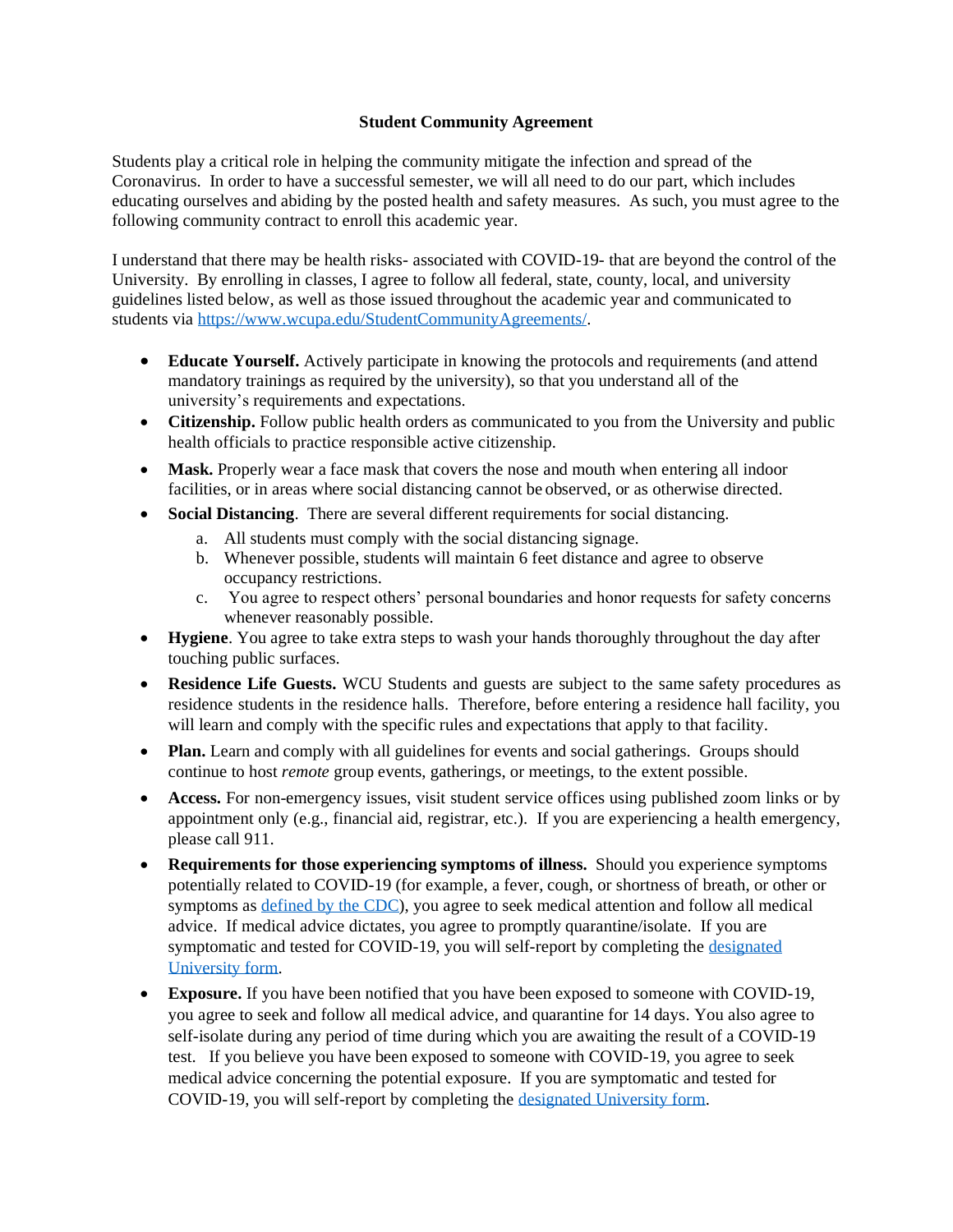**Student Community Agreement**

Students play a critical role in helping the community mitigate the infection and spread of the Coronavirus. In order to have a successful semester, we will all need to do our part, which includes educating ourselves and abiding by the posted health and safety measures. As such, you must agree to the following community contract to enroll this academic year.

I understand that there may be health risks- associated with COVID-19- that are beyond the control of the University. By enrolling in classes, I agree to follow all federal, state, county, local, and university guidelines listed below, as well as those issued throughout the academic year and communicated to students via [https://www.wcupa.edu/StudentCommunityAgreements/](https://www.wcupa.edu/StudentCommunityAgreements/).

- **Educate Yourself.** Actively participate in knowing the protocols and requirements (and attend mandatory trainings as required by the university), so that you understand all of the university's requirements and expectations.
- **Citizenship.** Follow public health orders as communicated to you from the University and public health officials to practice responsible active citizenship.
- **Mask.** Properly wear a face mask that covers the nose and mouth when entering all indoor facilities, or in areas where social distancing cannot be observed, or as otherwise directed.
- **Social Distancing**. There are several different requirements for social distancing.
  a. All students must comply with the social distancing signage.
  b. Whenever possible, students will maintain 6 feet distance and agree to observe occupancy restrictions.
  c. You agree to respect others' personal boundaries and honor requests for safety concerns whenever reasonably possible.
- **Hygiene**. You agree to take extra steps to wash your hands thoroughly throughout the day after touching public surfaces.
- **Residence Life Guests.** WCU Students and guests are subject to the same safety procedures as residence students in the residence halls. Therefore, before entering a residence hall facility, you will learn and comply with the specific rules and expectations that apply to that facility.
- **Plan.** Learn and comply with all guidelines for events and social gatherings. Groups should continue to host *remote* group events, gatherings, or meetings, to the extent possible.
- **Access.** For non-emergency issues, visit student service offices using published zoom links or by appointment only (e.g., financial aid, registrar, etc.). If you are experiencing a health emergency, please call 911.
- **Requirements for those experiencing symptoms of illness.** Should you experience symptoms potentially related to COVID-19 (for example, a fever, cough, or shortness of breath, or other or symptoms as defined by the CDC), you agree to seek medical attention and follow all medical advice. If medical advice dictates, you agree to promptly quarantine/isolate. If you are symptomatic and tested for COVID-19, you will self-report by completing the designated University form.
- **Exposure.** If you have been notified that you have been exposed to someone with COVID-19, you agree to seek and follow all medical advice, and quarantine for 14 days. You also agree to self-isolate during any period of time during which you are awaiting the result of a COVID-19 test. If you believe you have been exposed to someone with COVID-19, you agree to seek medical advice concerning the potential exposure. If you are symptomatic and tested for COVID-19, you will self-report by completing the designated University form.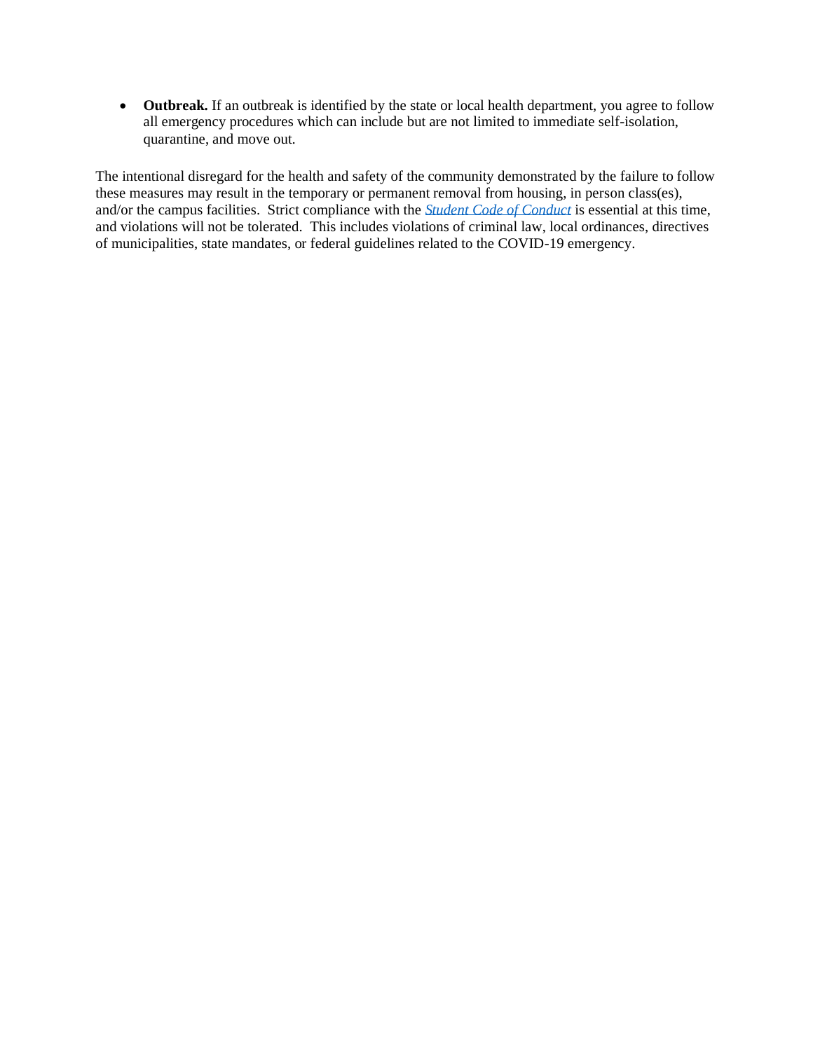- **Outbreak.** If an outbreak is identified by the state or local health department, you agree to follow all emergency procedures which can include but are not limited to immediate self-isolation, quarantine, and move out.

The intentional disregard for the health and safety of the community demonstrated by the failure to follow these measures may result in the temporary or permanent removal from housing, in person class(es), and/or the campus facilities. Strict compliance with the *Student Code of Conduct* is essential at this time, and violations will not be tolerated. This includes violations of criminal law, local ordinances, directives of municipalities, state mandates, or federal guidelines related to the COVID-19 emergency.